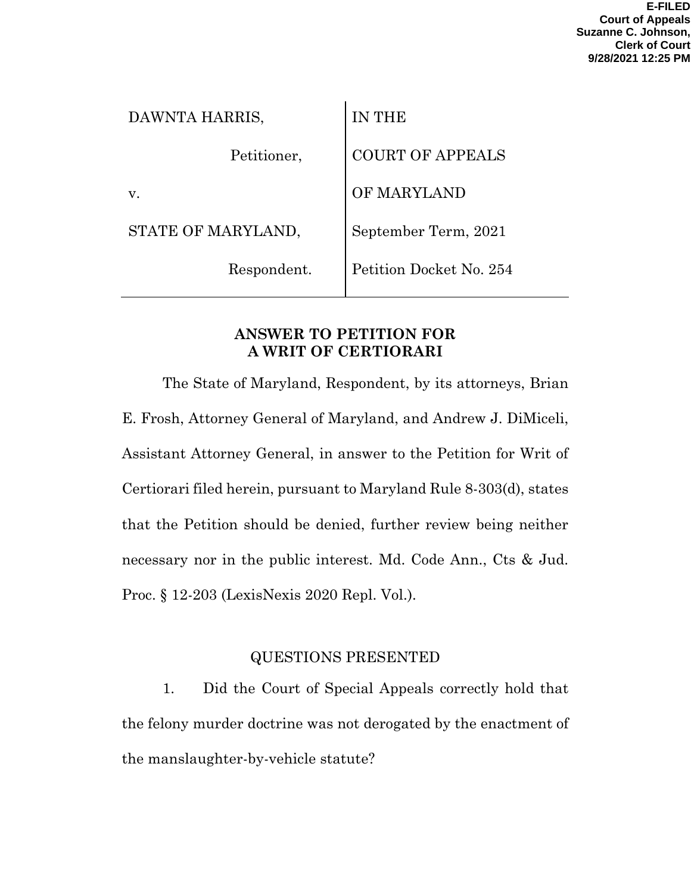**E-FILED**
**Court of Appeals**
**Suzanne C. Johnson,**
**Clerk of Court**
**9/28/2021 12:25 PM**

| DAWNTA HARRIS, | IN THE |
|---|---|
| Petitioner, | COURT OF APPEALS |
| v. | OF MARYLAND |
| STATE OF MARYLAND, | September Term, 2021 |
| Respondent. | Petition Docket No. 254 |

## ANSWER TO PETITION FOR A WRIT OF CERTIORARI

The State of Maryland, Respondent, by its attorneys, Brian E. Frosh, Attorney General of Maryland, and Andrew J. DiMiceli, Assistant Attorney General, in answer to the Petition for Writ of Certiorari filed herein, pursuant to Maryland Rule 8-303(d), states that the Petition should be denied, further review being neither necessary nor in the public interest. Md. Code Ann., Cts & Jud. Proc. § 12-203 (LexisNexis 2020 Repl. Vol.).

## QUESTIONS PRESENTED

1. Did the Court of Special Appeals correctly hold that the felony murder doctrine was not derogated by the enactment of the manslaughter-by-vehicle statute?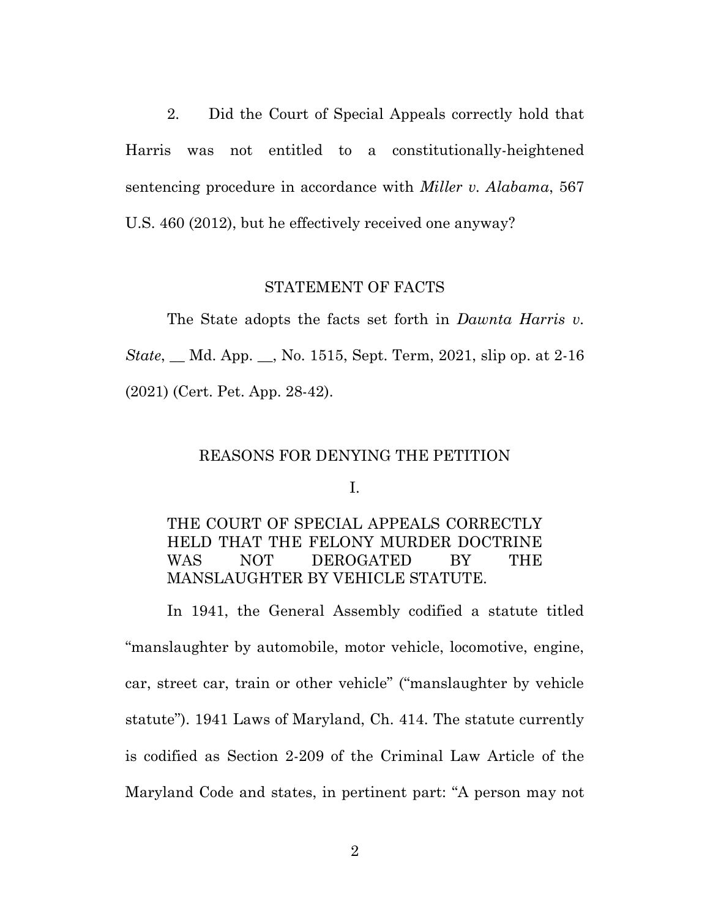2. Did the Court of Special Appeals correctly hold that Harris was not entitled to a constitutionally-heightened sentencing procedure in accordance with *Miller v. Alabama*, 567 U.S. 460 (2012), but he effectively received one anyway?

## STATEMENT OF FACTS

The State adopts the facts set forth in *Dawnta Harris v. State*, __ Md. App. __, No. 1515, Sept. Term, 2021, slip op. at 2-16 (2021) (Cert. Pet. App. 28-42).

## REASONS FOR DENYING THE PETITION

### I.

### THE COURT OF SPECIAL APPEALS CORRECTLY HELD THAT THE FELONY MURDER DOCTRINE WAS NOT DEROGATED BY THE MANSLAUGHTER BY VEHICLE STATUTE.

In 1941, the General Assembly codified a statute titled "manslaughter by automobile, motor vehicle, locomotive, engine, car, street car, train or other vehicle" ("manslaughter by vehicle statute"). 1941 Laws of Maryland, Ch. 414. The statute currently is codified as Section 2-209 of the Criminal Law Article of the Maryland Code and states, in pertinent part: "A person may not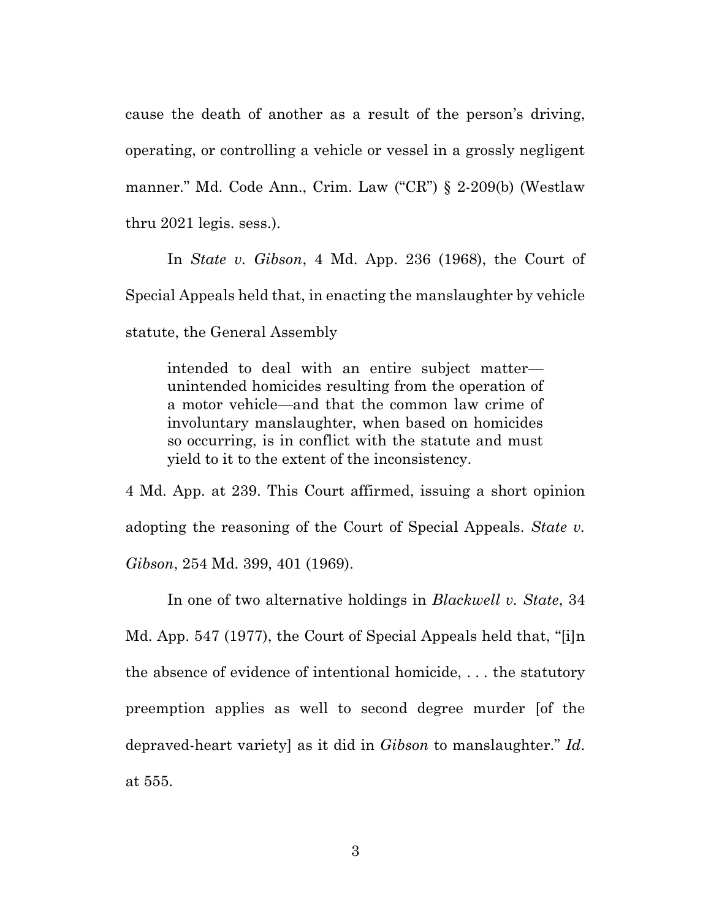cause the death of another as a result of the person's driving, operating, or controlling a vehicle or vessel in a grossly negligent manner." Md. Code Ann., Crim. Law ("CR") § 2-209(b) (Westlaw thru 2021 legis. sess.).

In *State v. Gibson*, 4 Md. App. 236 (1968), the Court of Special Appeals held that, in enacting the manslaughter by vehicle statute, the General Assembly

> intended to deal with an entire subject matter—unintended homicides resulting from the operation of a motor vehicle—and that the common law crime of involuntary manslaughter, when based on homicides so occurring, is in conflict with the statute and must yield to it to the extent of the inconsistency.

4 Md. App. at 239. This Court affirmed, issuing a short opinion adopting the reasoning of the Court of Special Appeals. *State v. Gibson*, 254 Md. 399, 401 (1969).

In one of two alternative holdings in *Blackwell v. State*, 34 Md. App. 547 (1977), the Court of Special Appeals held that, "[i]n the absence of evidence of intentional homicide, . . . the statutory preemption applies as well to second degree murder [of the depraved-heart variety] as it did in *Gibson* to manslaughter." *Id.* at 555.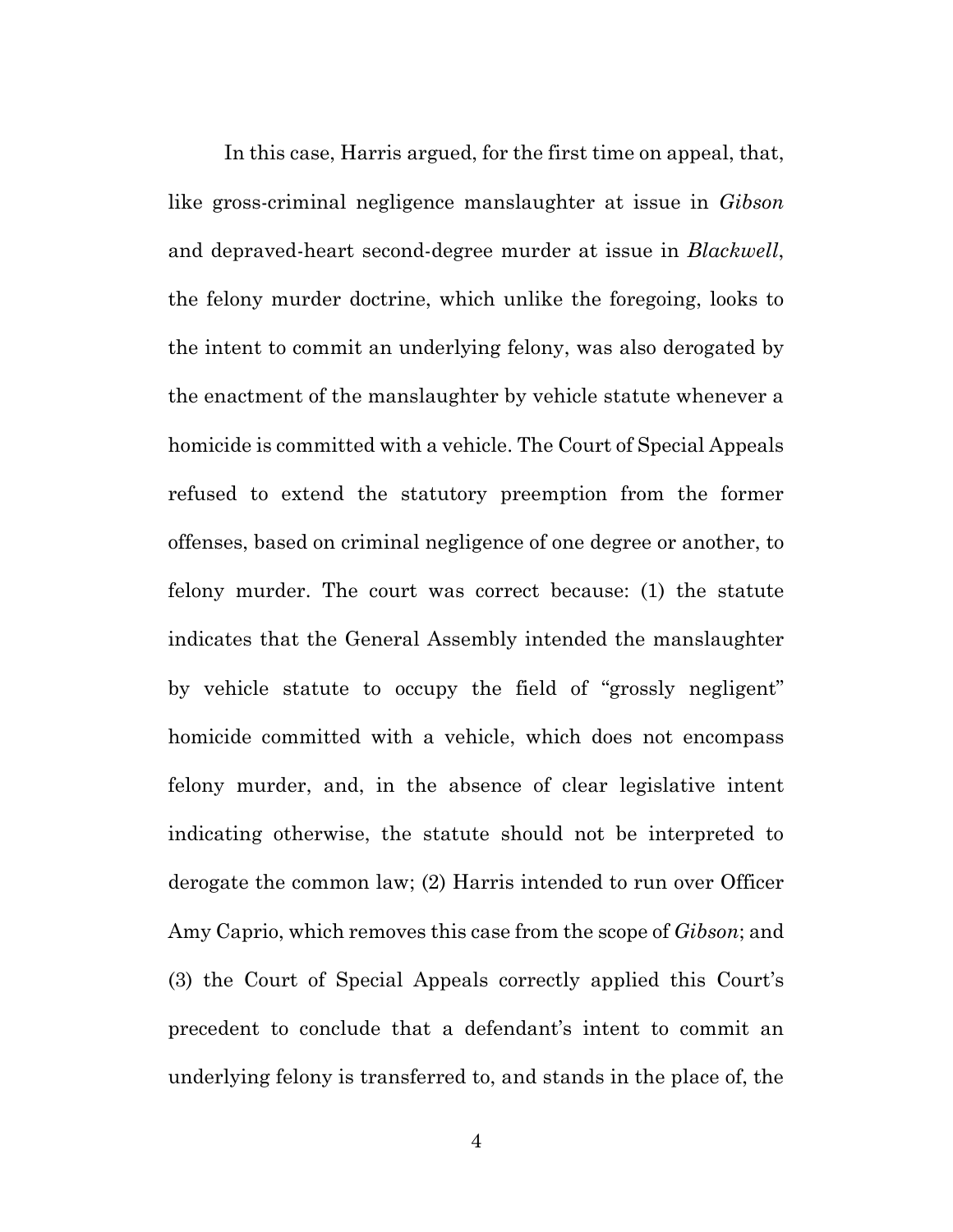In this case, Harris argued, for the first time on appeal, that, like gross-criminal negligence manslaughter at issue in *Gibson* and depraved-heart second-degree murder at issue in *Blackwell*, the felony murder doctrine, which unlike the foregoing, looks to the intent to commit an underlying felony, was also derogated by the enactment of the manslaughter by vehicle statute whenever a homicide is committed with a vehicle. The Court of Special Appeals refused to extend the statutory preemption from the former offenses, based on criminal negligence of one degree or another, to felony murder. The court was correct because: (1) the statute indicates that the General Assembly intended the manslaughter by vehicle statute to occupy the field of "grossly negligent" homicide committed with a vehicle, which does not encompass felony murder, and, in the absence of clear legislative intent indicating otherwise, the statute should not be interpreted to derogate the common law; (2) Harris intended to run over Officer Amy Caprio, which removes this case from the scope of *Gibson*; and (3) the Court of Special Appeals correctly applied this Court's precedent to conclude that a defendant's intent to commit an underlying felony is transferred to, and stands in the place of, the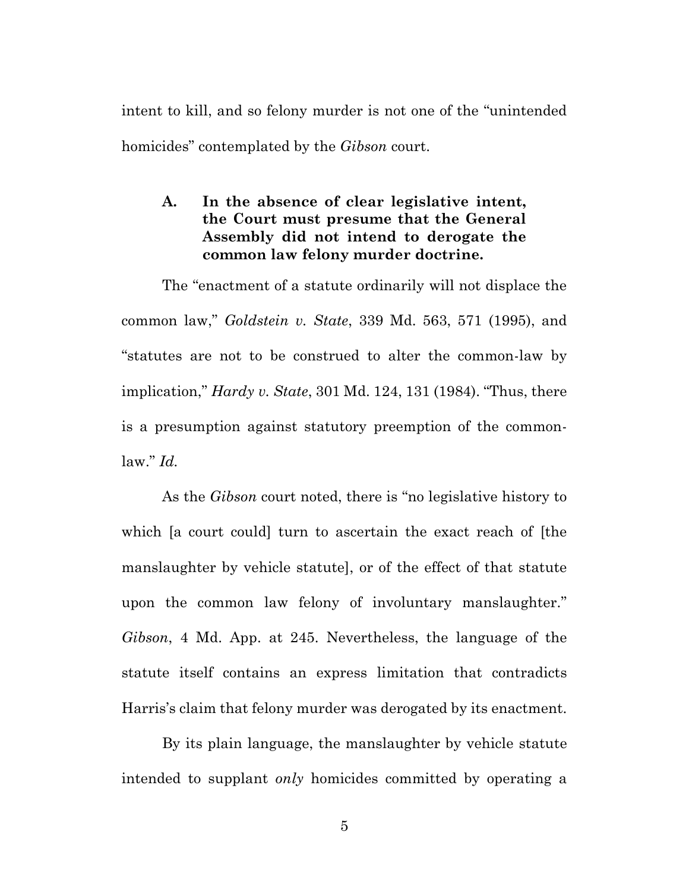intent to kill, and so felony murder is not one of the "unintended homicides" contemplated by the *Gibson* court.

### A. In the absence of clear legislative intent, the Court must presume that the General Assembly did not intend to derogate the common law felony murder doctrine.

The "enactment of a statute ordinarily will not displace the common law," *Goldstein v. State*, 339 Md. 563, 571 (1995), and "statutes are not to be construed to alter the common-law by implication," *Hardy v. State*, 301 Md. 124, 131 (1984). "Thus, there is a presumption against statutory preemption of the common-law." *Id.*

As the *Gibson* court noted, there is "no legislative history to which [a court could] turn to ascertain the exact reach of [the manslaughter by vehicle statute], or of the effect of that statute upon the common law felony of involuntary manslaughter." *Gibson*, 4 Md. App. at 245. Nevertheless, the language of the statute itself contains an express limitation that contradicts Harris's claim that felony murder was derogated by its enactment.

By its plain language, the manslaughter by vehicle statute intended to supplant *only* homicides committed by operating a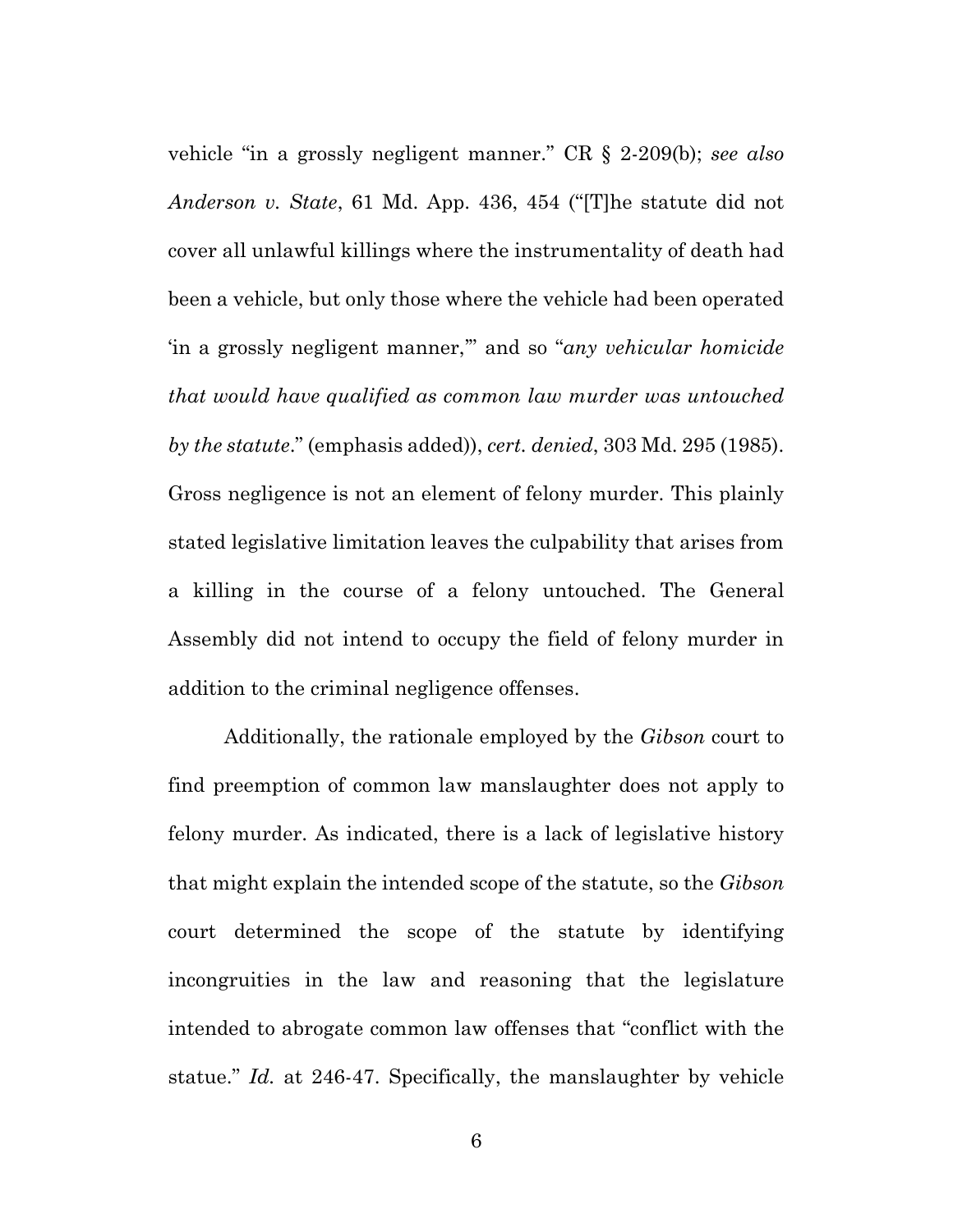vehicle "in a grossly negligent manner." CR § 2-209(b); *see also Anderson v. State*, 61 Md. App. 436, 454 ("[T]he statute did not cover all unlawful killings where the instrumentality of death had been a vehicle, but only those where the vehicle had been operated 'in a grossly negligent manner,'" and so "*any vehicular homicide that would have qualified as common law murder was untouched by the statute*." (emphasis added)), *cert. denied*, 303 Md. 295 (1985). Gross negligence is not an element of felony murder. This plainly stated legislative limitation leaves the culpability that arises from a killing in the course of a felony untouched. The General Assembly did not intend to occupy the field of felony murder in addition to the criminal negligence offenses.

Additionally, the rationale employed by the *Gibson* court to find preemption of common law manslaughter does not apply to felony murder. As indicated, there is a lack of legislative history that might explain the intended scope of the statute, so the *Gibson* court determined the scope of the statute by identifying incongruities in the law and reasoning that the legislature intended to abrogate common law offenses that "conflict with the statue." *Id.* at 246-47. Specifically, the manslaughter by vehicle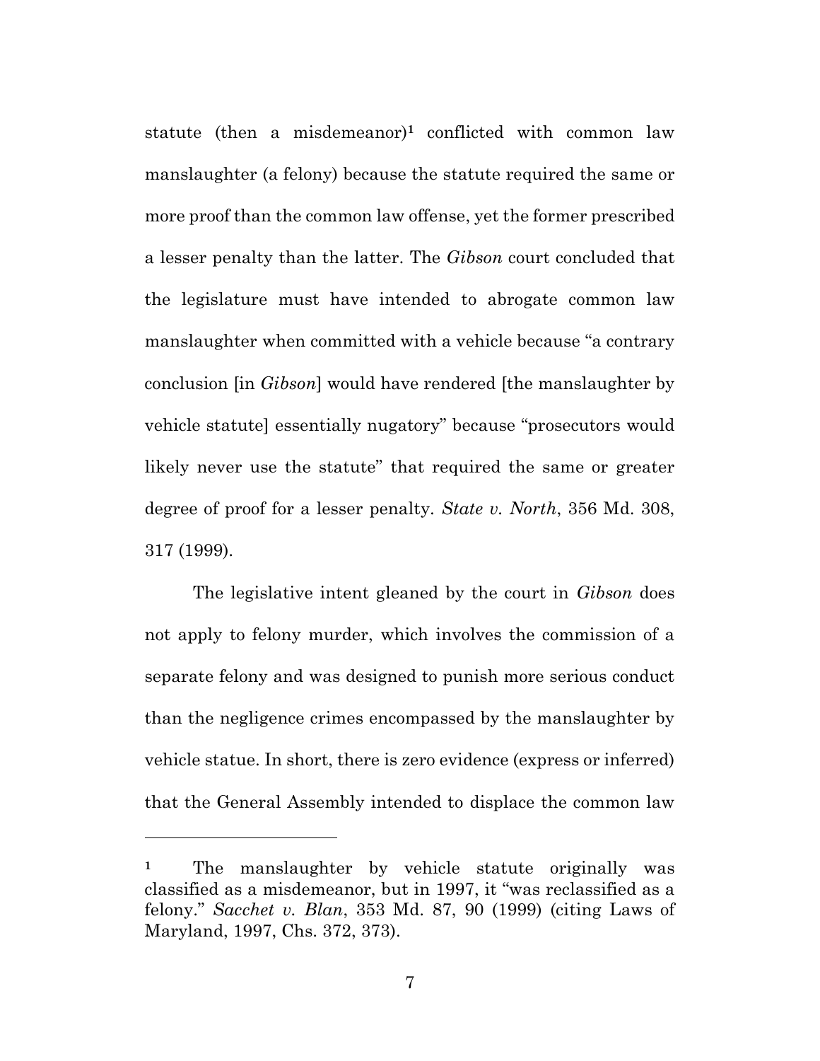statute (then a misdemeanor)[1] conflicted with common law manslaughter (a felony) because the statute required the same or more proof than the common law offense, yet the former prescribed a lesser penalty than the latter. The *Gibson* court concluded that the legislature must have intended to abrogate common law manslaughter when committed with a vehicle because "a contrary conclusion [in *Gibson*] would have rendered [the manslaughter by vehicle statute] essentially nugatory" because "prosecutors would likely never use the statute" that required the same or greater degree of proof for a lesser penalty. *State v. North*, 356 Md. 308, 317 (1999).

The legislative intent gleaned by the court in *Gibson* does not apply to felony murder, which involves the commission of a separate felony and was designed to punish more serious conduct than the negligence crimes encompassed by the manslaughter by vehicle statue. In short, there is zero evidence (express or inferred) that the General Assembly intended to displace the common law

---

[1] The manslaughter by vehicle statute originally was classified as a misdemeanor, but in 1997, it "was reclassified as a felony." *Sacchet v. Blan*, 353 Md. 87, 90 (1999) (citing Laws of Maryland, 1997, Chs. 372, 373).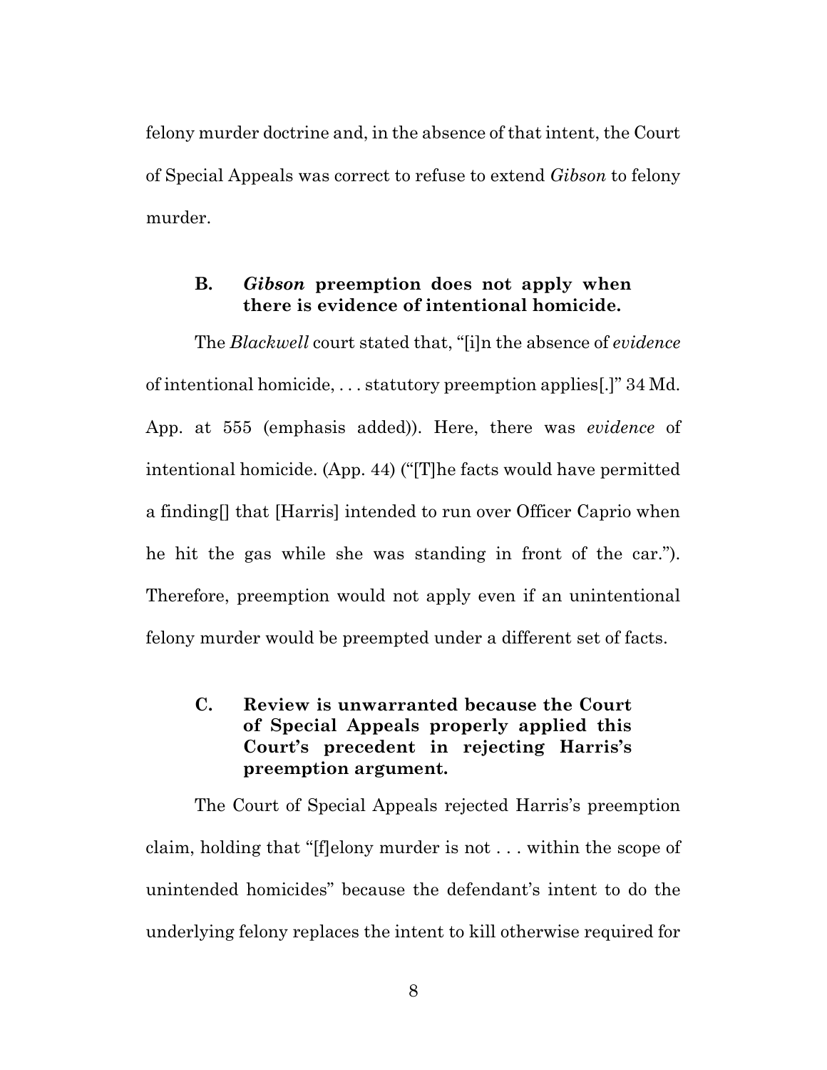felony murder doctrine and, in the absence of that intent, the Court of Special Appeals was correct to refuse to extend *Gibson* to felony murder.

### B. *Gibson* preemption does not apply when there is evidence of intentional homicide.

The *Blackwell* court stated that, "[i]n the absence of *evidence* of intentional homicide, . . . statutory preemption applies[.]" 34 Md. App. at 555 (emphasis added)). Here, there was *evidence* of intentional homicide. (App. 44) ("[T]he facts would have permitted a finding[] that [Harris] intended to run over Officer Caprio when he hit the gas while she was standing in front of the car."). Therefore, preemption would not apply even if an unintentional felony murder would be preempted under a different set of facts.

### C. Review is unwarranted because the Court of Special Appeals properly applied this Court's precedent in rejecting Harris's preemption argument.

The Court of Special Appeals rejected Harris's preemption claim, holding that "[f]elony murder is not . . . within the scope of unintended homicides" because the defendant's intent to do the underlying felony replaces the intent to kill otherwise required for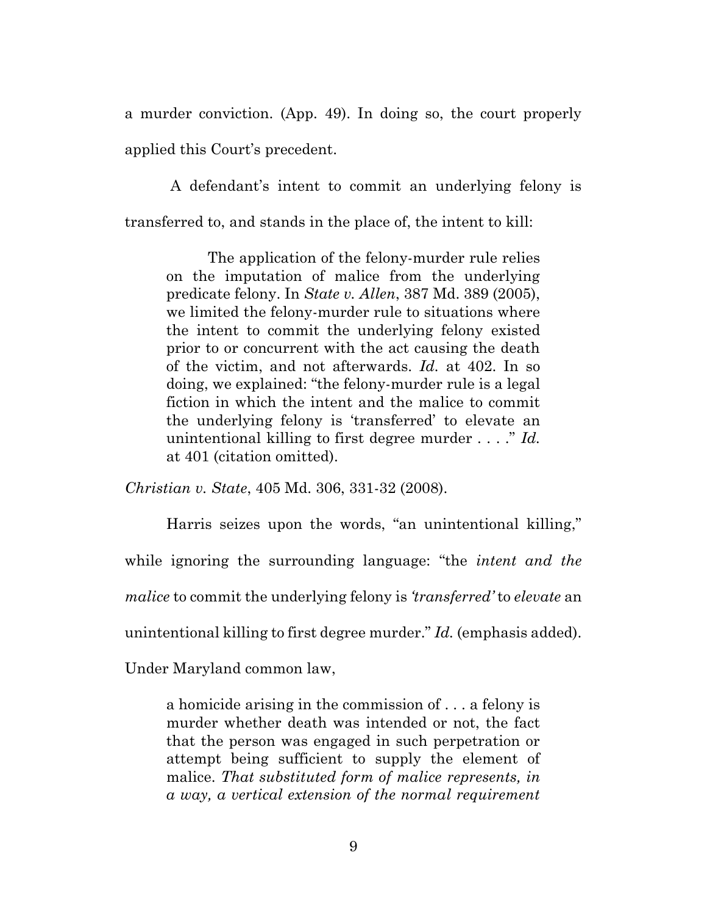a murder conviction. (App. 49). In doing so, the court properly applied this Court's precedent.

A defendant's intent to commit an underlying felony is transferred to, and stands in the place of, the intent to kill:

> The application of the felony-murder rule relies on the imputation of malice from the underlying predicate felony. In *State v. Allen*, 387 Md. 389 (2005), we limited the felony-murder rule to situations where the intent to commit the underlying felony existed prior to or concurrent with the act causing the death of the victim, and not afterwards. *Id.* at 402. In so doing, we explained: "the felony-murder rule is a legal fiction in which the intent and the malice to commit the underlying felony is 'transferred' to elevate an unintentional killing to first degree murder . . . ." *Id.* at 401 (citation omitted).

*Christian v. State*, 405 Md. 306, 331-32 (2008).

Harris seizes upon the words, "an unintentional killing," while ignoring the surrounding language: "the *intent and the malice* to commit the underlying felony is *'transferred'* to *elevate* an unintentional killing to first degree murder." *Id.* (emphasis added). Under Maryland common law,

> a homicide arising in the commission of . . . a felony is murder whether death was intended or not, the fact that the person was engaged in such perpetration or attempt being sufficient to supply the element of malice. *That substituted form of malice represents, in a way, a vertical extension of the normal requirement*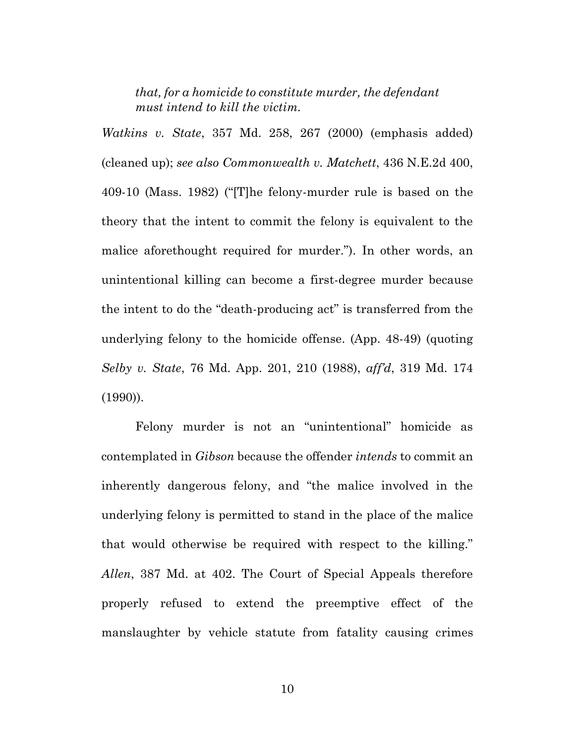> *that, for a homicide to constitute murder, the defendant must intend to kill the victim.*

*Watkins v. State*, 357 Md. 258, 267 (2000) (emphasis added) (cleaned up); *see also Commonwealth v. Matchett*, 436 N.E.2d 400, 409-10 (Mass. 1982) ("[T]he felony-murder rule is based on the theory that the intent to commit the felony is equivalent to the malice aforethought required for murder."). In other words, an unintentional killing can become a first-degree murder because the intent to do the "death-producing act" is transferred from the underlying felony to the homicide offense. (App. 48-49) (quoting *Selby v. State*, 76 Md. App. 201, 210 (1988), *aff'd*, 319 Md. 174 (1990)).

Felony murder is not an "unintentional" homicide as contemplated in *Gibson* because the offender *intends* to commit an inherently dangerous felony, and "the malice involved in the underlying felony is permitted to stand in the place of the malice that would otherwise be required with respect to the killing." *Allen*, 387 Md. at 402. The Court of Special Appeals therefore properly refused to extend the preemptive effect of the manslaughter by vehicle statute from fatality causing crimes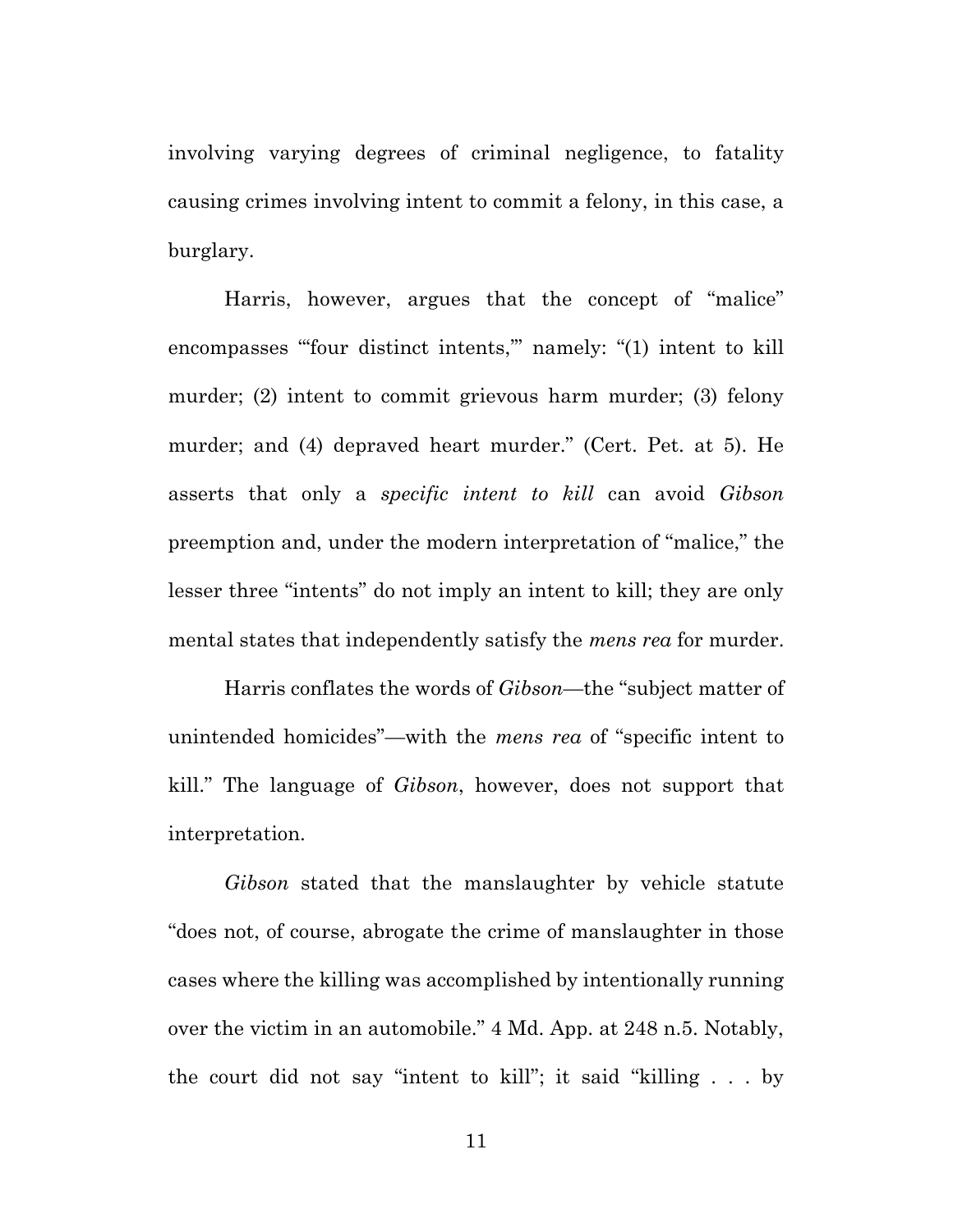involving varying degrees of criminal negligence, to fatality causing crimes involving intent to commit a felony, in this case, a burglary.

Harris, however, argues that the concept of "malice" encompasses "'four distinct intents,'" namely: "(1) intent to kill murder; (2) intent to commit grievous harm murder; (3) felony murder; and (4) depraved heart murder." (Cert. Pet. at 5). He asserts that only a *specific intent to kill* can avoid *Gibson* preemption and, under the modern interpretation of "malice," the lesser three "intents" do not imply an intent to kill; they are only mental states that independently satisfy the *mens rea* for murder.

Harris conflates the words of *Gibson*—the "subject matter of unintended homicides"—with the *mens rea* of "specific intent to kill." The language of *Gibson*, however, does not support that interpretation.

*Gibson* stated that the manslaughter by vehicle statute "does not, of course, abrogate the crime of manslaughter in those cases where the killing was accomplished by intentionally running over the victim in an automobile." 4 Md. App. at 248 n.5. Notably, the court did not say "intent to kill"; it said "killing . . . by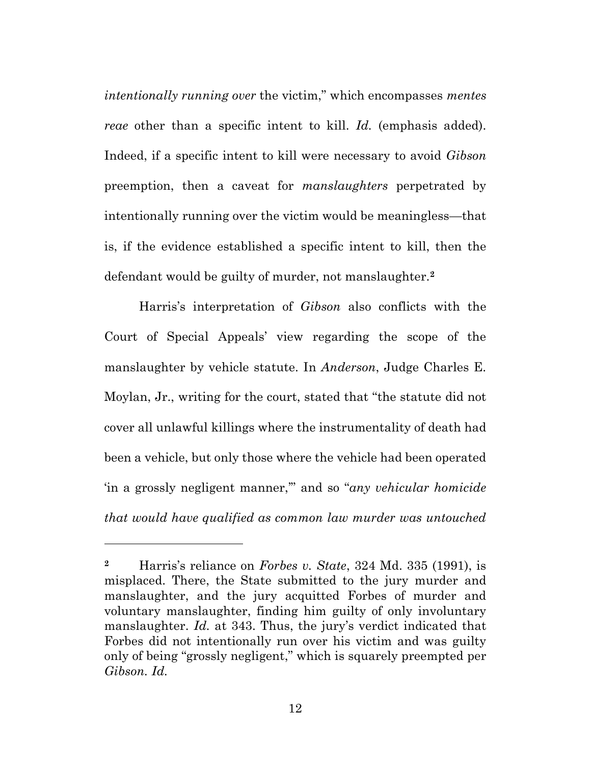*intentionally running over* the victim," which encompasses *mentes reae* other than a specific intent to kill. *Id.* (emphasis added). Indeed, if a specific intent to kill were necessary to avoid *Gibson* preemption, then a caveat for *manslaughters* perpetrated by intentionally running over the victim would be meaningless—that is, if the evidence established a specific intent to kill, then the defendant would be guilty of murder, not manslaughter.[2]

Harris's interpretation of *Gibson* also conflicts with the Court of Special Appeals' view regarding the scope of the manslaughter by vehicle statute. In *Anderson*, Judge Charles E. Moylan, Jr., writing for the court, stated that "the statute did not cover all unlawful killings where the instrumentality of death had been a vehicle, but only those where the vehicle had been operated 'in a grossly negligent manner,'" and so "*any vehicular homicide that would have qualified as common law murder was untouched*

---

[2] Harris's reliance on *Forbes v. State*, 324 Md. 335 (1991), is misplaced. There, the State submitted to the jury murder and manslaughter, and the jury acquitted Forbes of murder and voluntary manslaughter, finding him guilty of only involuntary manslaughter. *Id.* at 343. Thus, the jury's verdict indicated that Forbes did not intentionally run over his victim and was guilty only of being "grossly negligent," which is squarely preempted per *Gibson. Id.*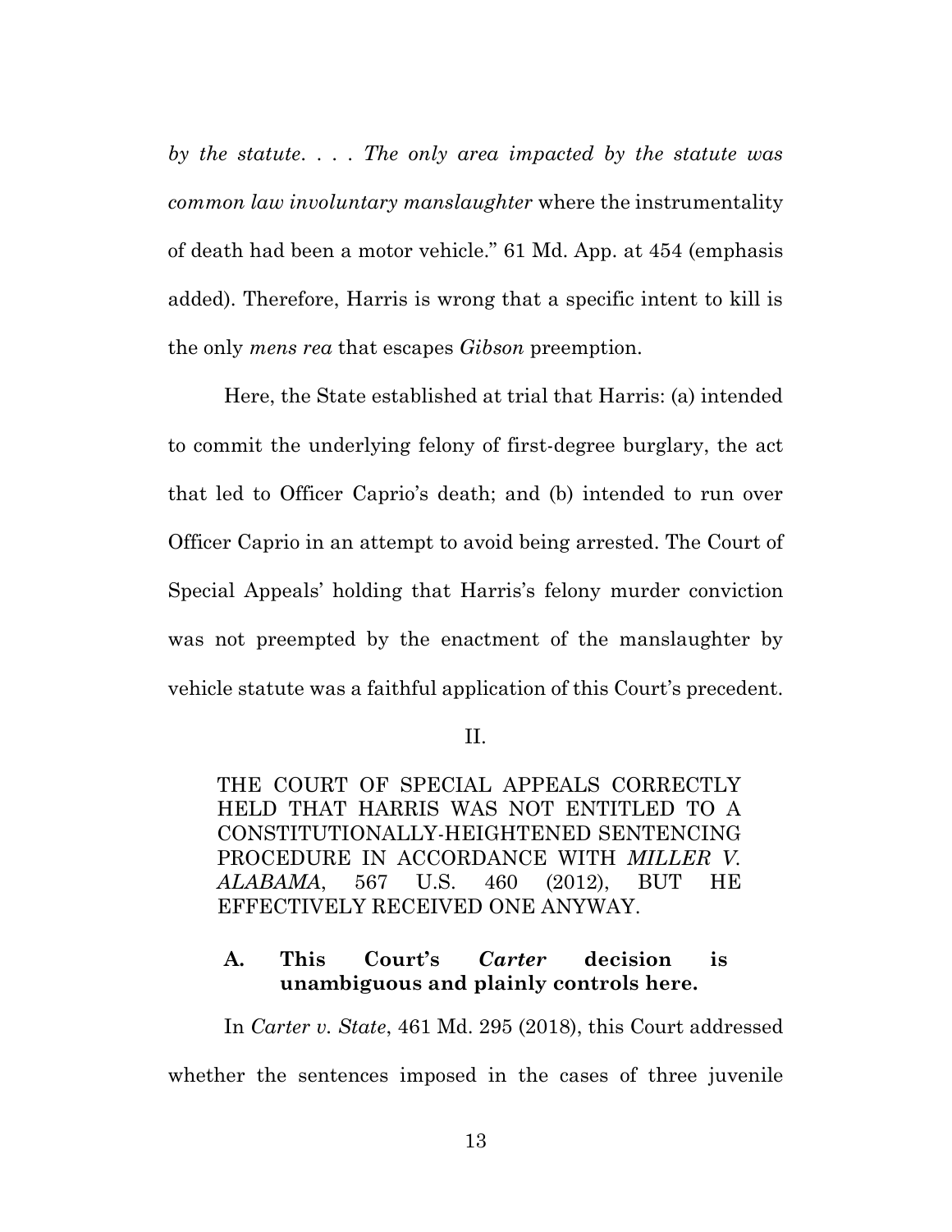*by the statute. . . . The only area impacted by the statute was common law involuntary manslaughter* where the instrumentality of death had been a motor vehicle." 61 Md. App. at 454 (emphasis added). Therefore, Harris is wrong that a specific intent to kill is the only *mens rea* that escapes *Gibson* preemption.

Here, the State established at trial that Harris: (a) intended to commit the underlying felony of first-degree burglary, the act that led to Officer Caprio's death; and (b) intended to run over Officer Caprio in an attempt to avoid being arrested. The Court of Special Appeals' holding that Harris's felony murder conviction was not preempted by the enactment of the manslaughter by vehicle statute was a faithful application of this Court's precedent.

## II.

## THE COURT OF SPECIAL APPEALS CORRECTLY HELD THAT HARRIS WAS NOT ENTITLED TO A CONSTITUTIONALLY-HEIGHTENED SENTENCING PROCEDURE IN ACCORDANCE WITH *MILLER V. ALABAMA*, 567 U.S. 460 (2012), BUT HE EFFECTIVELY RECEIVED ONE ANYWAY.

### A. This Court's *Carter* decision is unambiguous and plainly controls here.

In *Carter v. State*, 461 Md. 295 (2018), this Court addressed whether the sentences imposed in the cases of three juvenile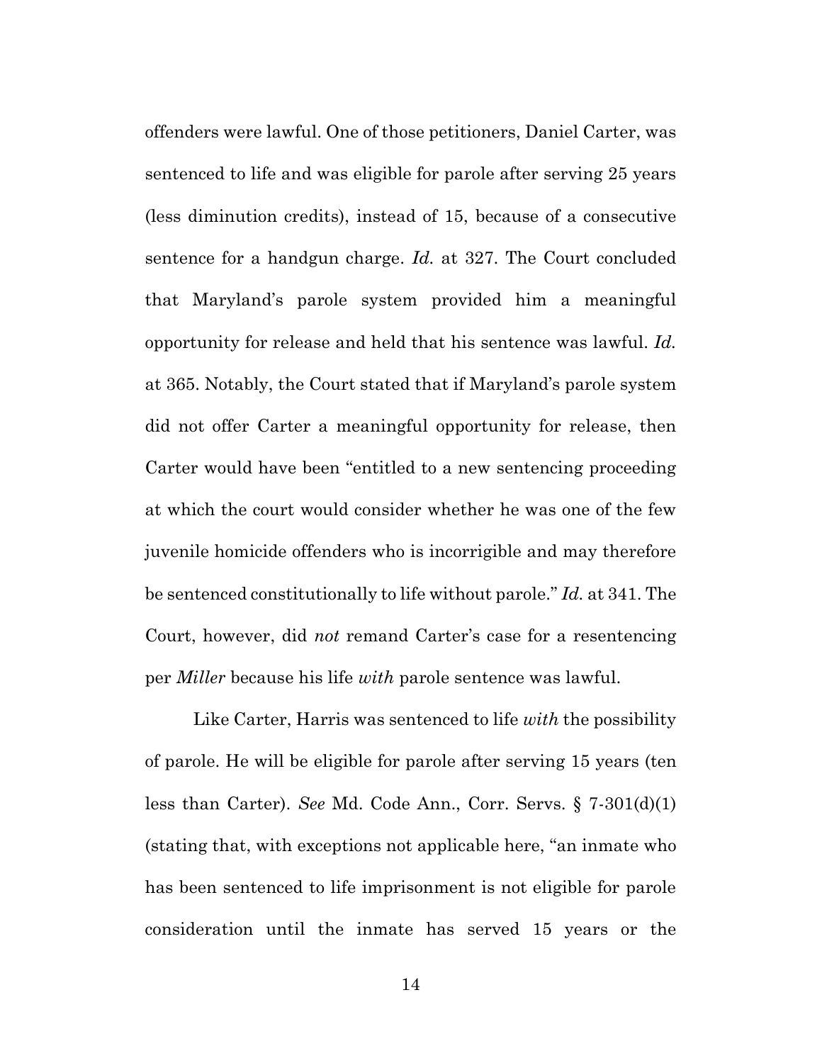offenders were lawful. One of those petitioners, Daniel Carter, was sentenced to life and was eligible for parole after serving 25 years (less diminution credits), instead of 15, because of a consecutive sentence for a handgun charge. *Id.* at 327. The Court concluded that Maryland's parole system provided him a meaningful opportunity for release and held that his sentence was lawful. *Id.* at 365. Notably, the Court stated that if Maryland's parole system did not offer Carter a meaningful opportunity for release, then Carter would have been "entitled to a new sentencing proceeding at which the court would consider whether he was one of the few juvenile homicide offenders who is incorrigible and may therefore be sentenced constitutionally to life without parole." *Id.* at 341. The Court, however, did *not* remand Carter's case for a resentencing per *Miller* because his life *with* parole sentence was lawful.

Like Carter, Harris was sentenced to life *with* the possibility of parole. He will be eligible for parole after serving 15 years (ten less than Carter). *See* Md. Code Ann., Corr. Servs. § 7-301(d)(1) (stating that, with exceptions not applicable here, "an inmate who has been sentenced to life imprisonment is not eligible for parole consideration until the inmate has served 15 years or the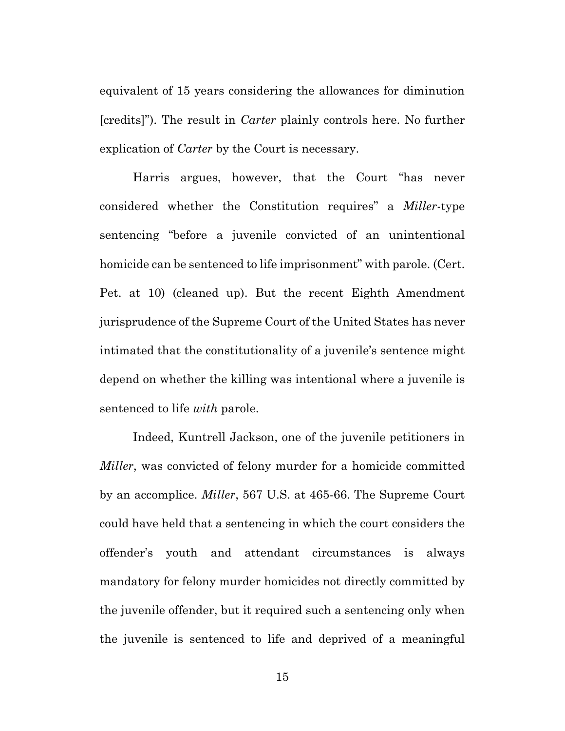equivalent of 15 years considering the allowances for diminution [credits]"). The result in *Carter* plainly controls here. No further explication of *Carter* by the Court is necessary.

Harris argues, however, that the Court "has never considered whether the Constitution requires" a *Miller*-type sentencing "before a juvenile convicted of an unintentional homicide can be sentenced to life imprisonment" with parole. (Cert. Pet. at 10) (cleaned up). But the recent Eighth Amendment jurisprudence of the Supreme Court of the United States has never intimated that the constitutionality of a juvenile's sentence might depend on whether the killing was intentional where a juvenile is sentenced to life *with* parole.

Indeed, Kuntrell Jackson, one of the juvenile petitioners in *Miller*, was convicted of felony murder for a homicide committed by an accomplice. *Miller*, 567 U.S. at 465-66. The Supreme Court could have held that a sentencing in which the court considers the offender's youth and attendant circumstances is always mandatory for felony murder homicides not directly committed by the juvenile offender, but it required such a sentencing only when the juvenile is sentenced to life and deprived of a meaningful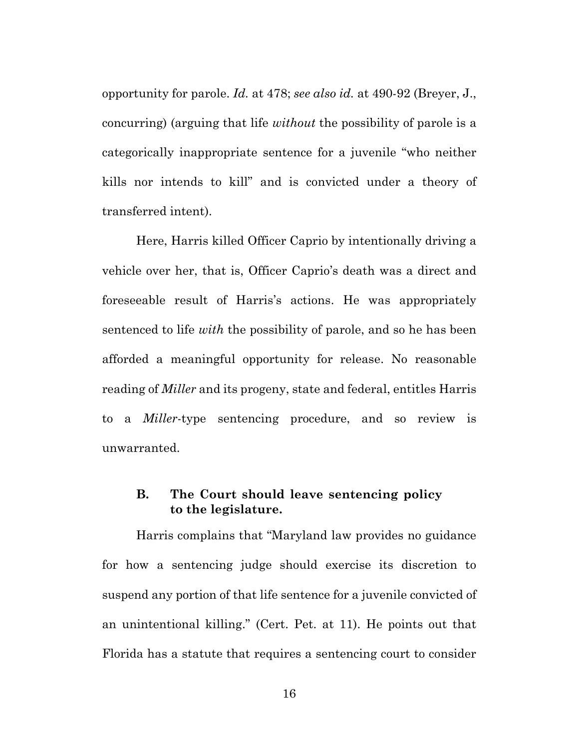opportunity for parole. *Id.* at 478; *see also id.* at 490-92 (Breyer, J., concurring) (arguing that life *without* the possibility of parole is a categorically inappropriate sentence for a juvenile "who neither kills nor intends to kill" and is convicted under a theory of transferred intent).

Here, Harris killed Officer Caprio by intentionally driving a vehicle over her, that is, Officer Caprio's death was a direct and foreseeable result of Harris's actions. He was appropriately sentenced to life *with* the possibility of parole, and so he has been afforded a meaningful opportunity for release. No reasonable reading of *Miller* and its progeny, state and federal, entitles Harris to a *Miller*-type sentencing procedure, and so review is unwarranted.

### B. The Court should leave sentencing policy to the legislature.

Harris complains that "Maryland law provides no guidance for how a sentencing judge should exercise its discretion to suspend any portion of that life sentence for a juvenile convicted of an unintentional killing." (Cert. Pet. at 11). He points out that Florida has a statute that requires a sentencing court to consider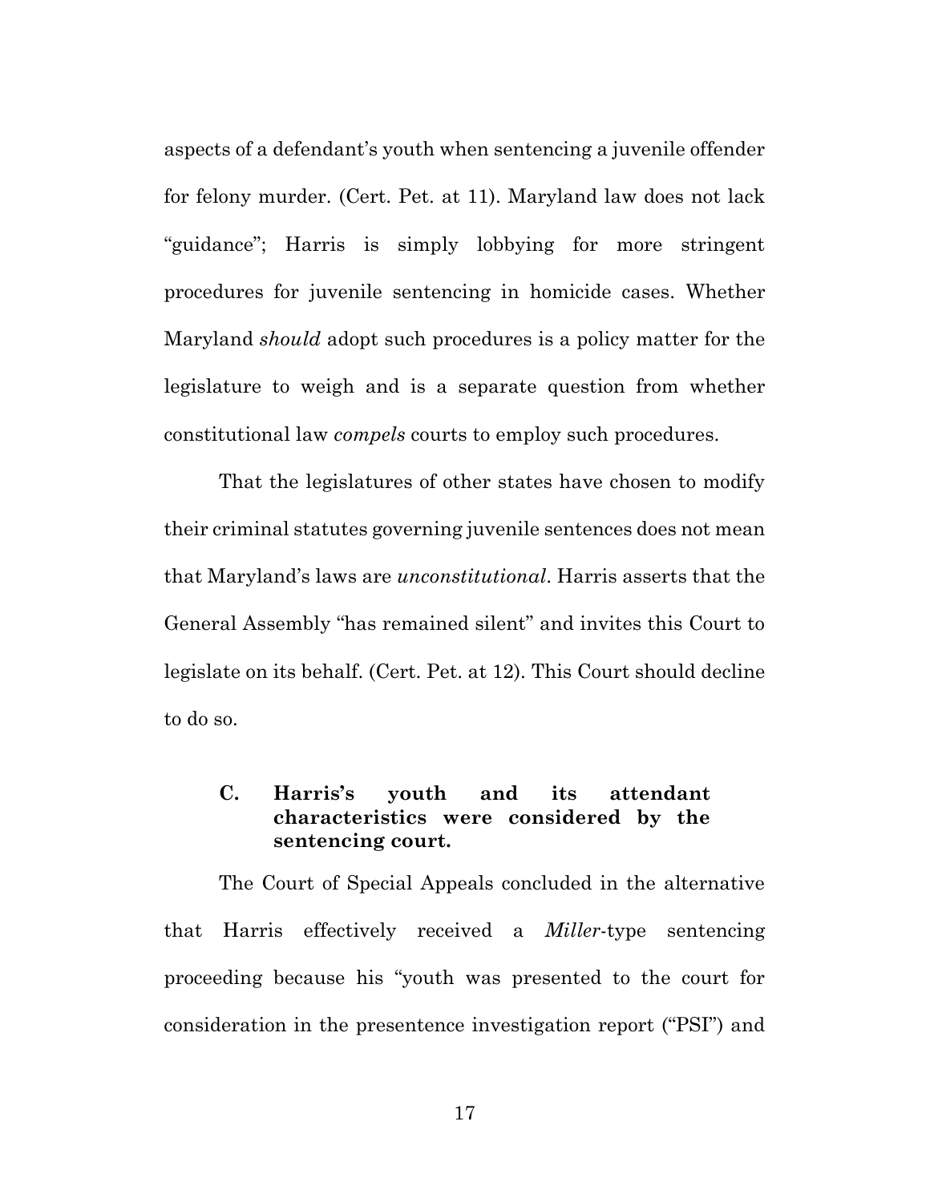aspects of a defendant's youth when sentencing a juvenile offender for felony murder. (Cert. Pet. at 11). Maryland law does not lack "guidance"; Harris is simply lobbying for more stringent procedures for juvenile sentencing in homicide cases. Whether Maryland *should* adopt such procedures is a policy matter for the legislature to weigh and is a separate question from whether constitutional law *compels* courts to employ such procedures.

That the legislatures of other states have chosen to modify their criminal statutes governing juvenile sentences does not mean that Maryland's laws are *unconstitutional*. Harris asserts that the General Assembly "has remained silent" and invites this Court to legislate on its behalf. (Cert. Pet. at 12). This Court should decline to do so.

### C. Harris's youth and its attendant characteristics were considered by the sentencing court.

The Court of Special Appeals concluded in the alternative that Harris effectively received a *Miller*-type sentencing proceeding because his "youth was presented to the court for consideration in the presentence investigation report ("PSI") and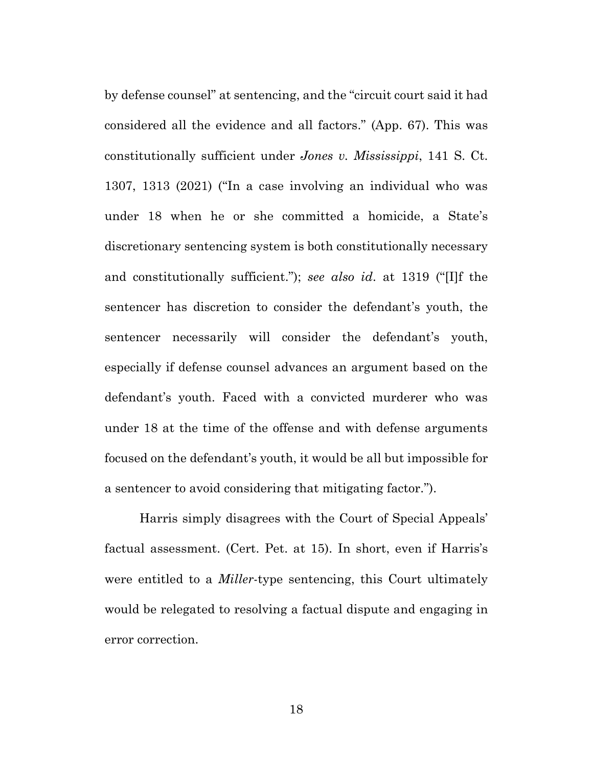by defense counsel" at sentencing, and the "circuit court said it had considered all the evidence and all factors." (App. 67). This was constitutionally sufficient under *Jones v. Mississippi*, 141 S. Ct. 1307, 1313 (2021) ("In a case involving an individual who was under 18 when he or she committed a homicide, a State's discretionary sentencing system is both constitutionally necessary and constitutionally sufficient."); *see also id*. at 1319 ("[I]f the sentencer has discretion to consider the defendant's youth, the sentencer necessarily will consider the defendant's youth, especially if defense counsel advances an argument based on the defendant's youth. Faced with a convicted murderer who was under 18 at the time of the offense and with defense arguments focused on the defendant's youth, it would be all but impossible for a sentencer to avoid considering that mitigating factor.").

Harris simply disagrees with the Court of Special Appeals' factual assessment. (Cert. Pet. at 15). In short, even if Harris's were entitled to a *Miller*-type sentencing, this Court ultimately would be relegated to resolving a factual dispute and engaging in error correction.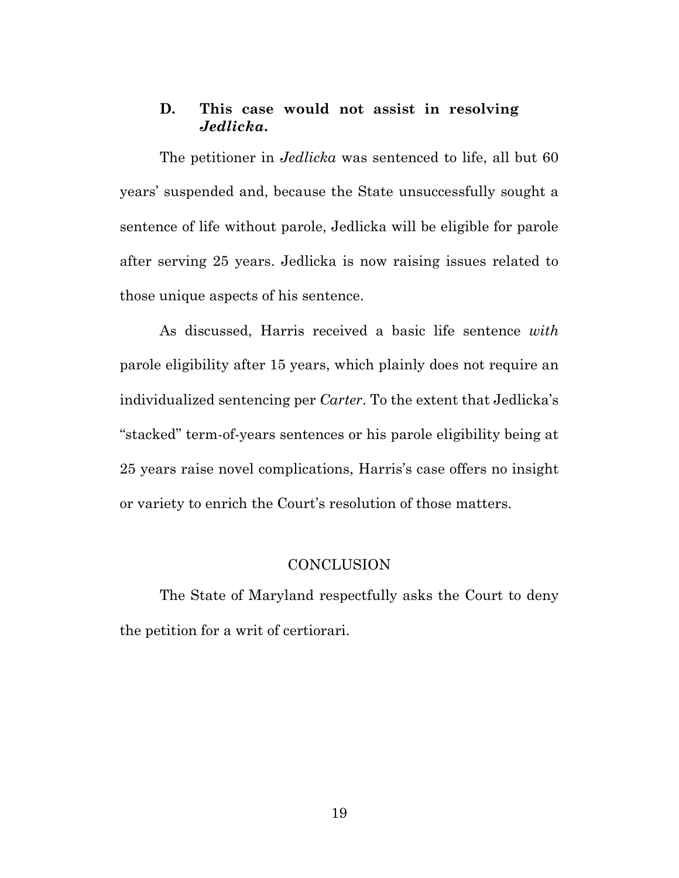### D. This case would not assist in resolving *Jedlicka*.

The petitioner in *Jedlicka* was sentenced to life, all but 60 years' suspended and, because the State unsuccessfully sought a sentence of life without parole, Jedlicka will be eligible for parole after serving 25 years. Jedlicka is now raising issues related to those unique aspects of his sentence.

As discussed, Harris received a basic life sentence *with* parole eligibility after 15 years, which plainly does not require an individualized sentencing per *Carter*. To the extent that Jedlicka's "stacked" term-of-years sentences or his parole eligibility being at 25 years raise novel complications, Harris's case offers no insight or variety to enrich the Court's resolution of those matters.

## CONCLUSION

The State of Maryland respectfully asks the Court to deny the petition for a writ of certiorari.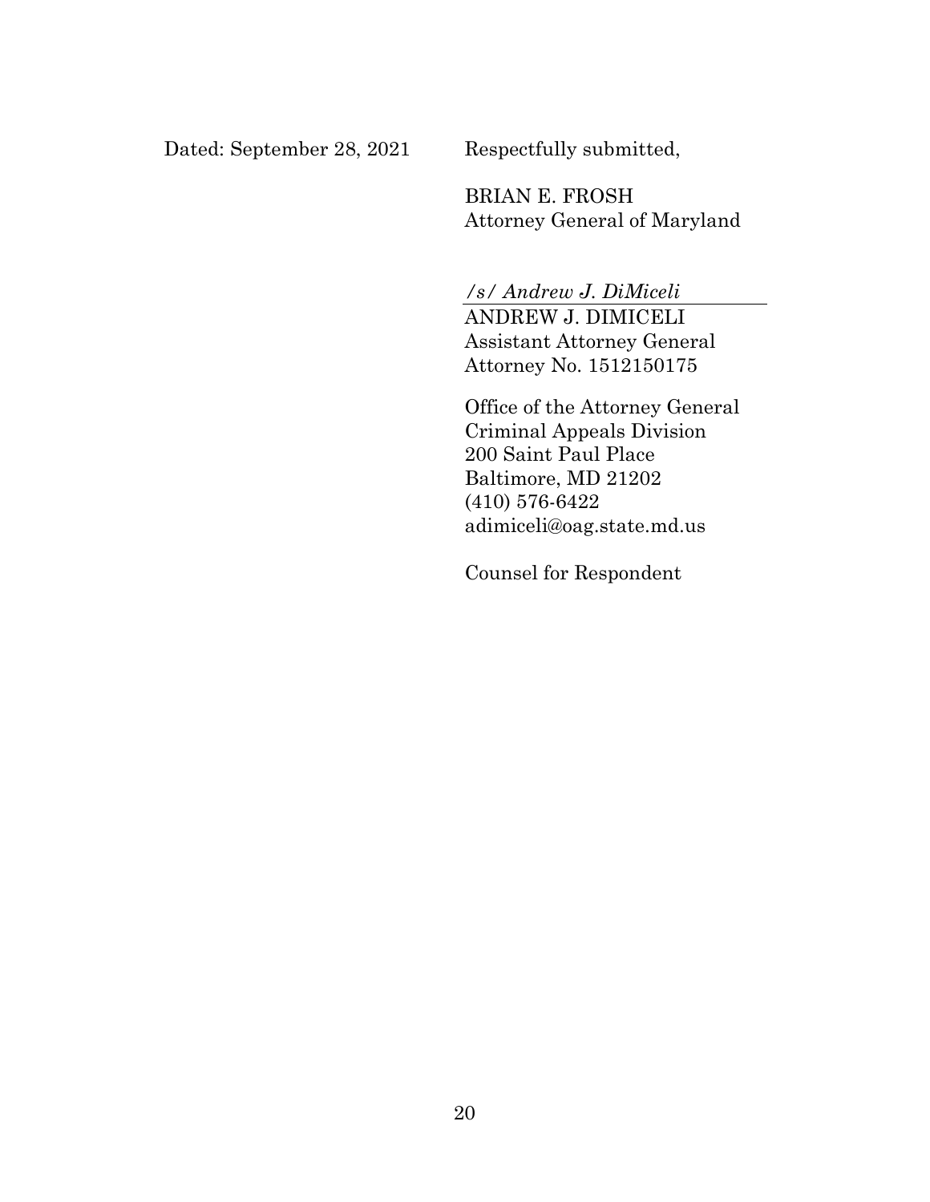Dated: September 28, 2021

Respectfully submitted,

BRIAN E. FROSH
Attorney General of Maryland

*/s/ Andrew J. DiMiceli*

ANDREW J. DIMICELI
Assistant Attorney General
Attorney No. 1512150175

Office of the Attorney General
Criminal Appeals Division
200 Saint Paul Place
Baltimore, MD 21202
(410) 576-6422
adimiceli@oag.state.md.us

Counsel for Respondent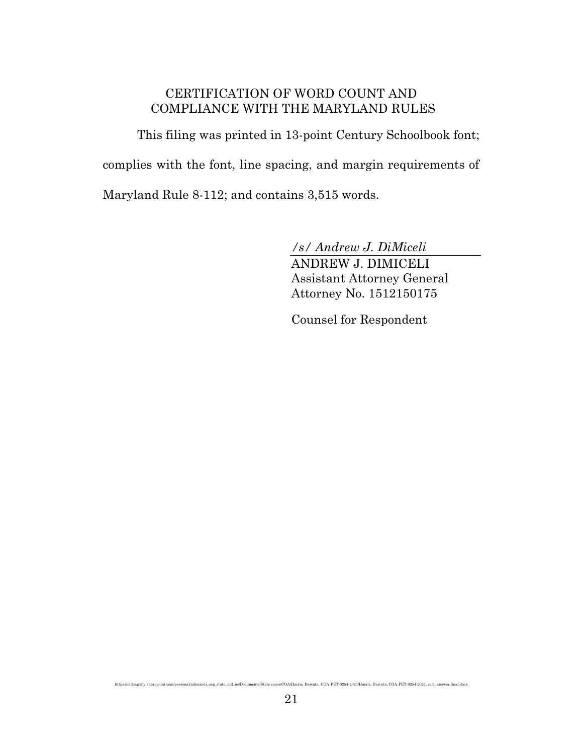## CERTIFICATION OF WORD COUNT AND COMPLIANCE WITH THE MARYLAND RULES

This filing was printed in 13-point Century Schoolbook font; complies with the font, line spacing, and margin requirements of Maryland Rule 8-112; and contains 3,515 words.

*/s/ Andrew J. DiMiceli*
ANDREW J. DIMICELI
Assistant Attorney General
Attorney No. 1512150175

Counsel for Respondent

https://mdoag-my.sharepoint.com/personal/adimiceli_oag_state_md_us/Documents/State cases/COA/Harris, Dawnta, COA-PET-0254-2021/Harris, Dawnta, COA-PET-0254-2021, cert. answer.final.docx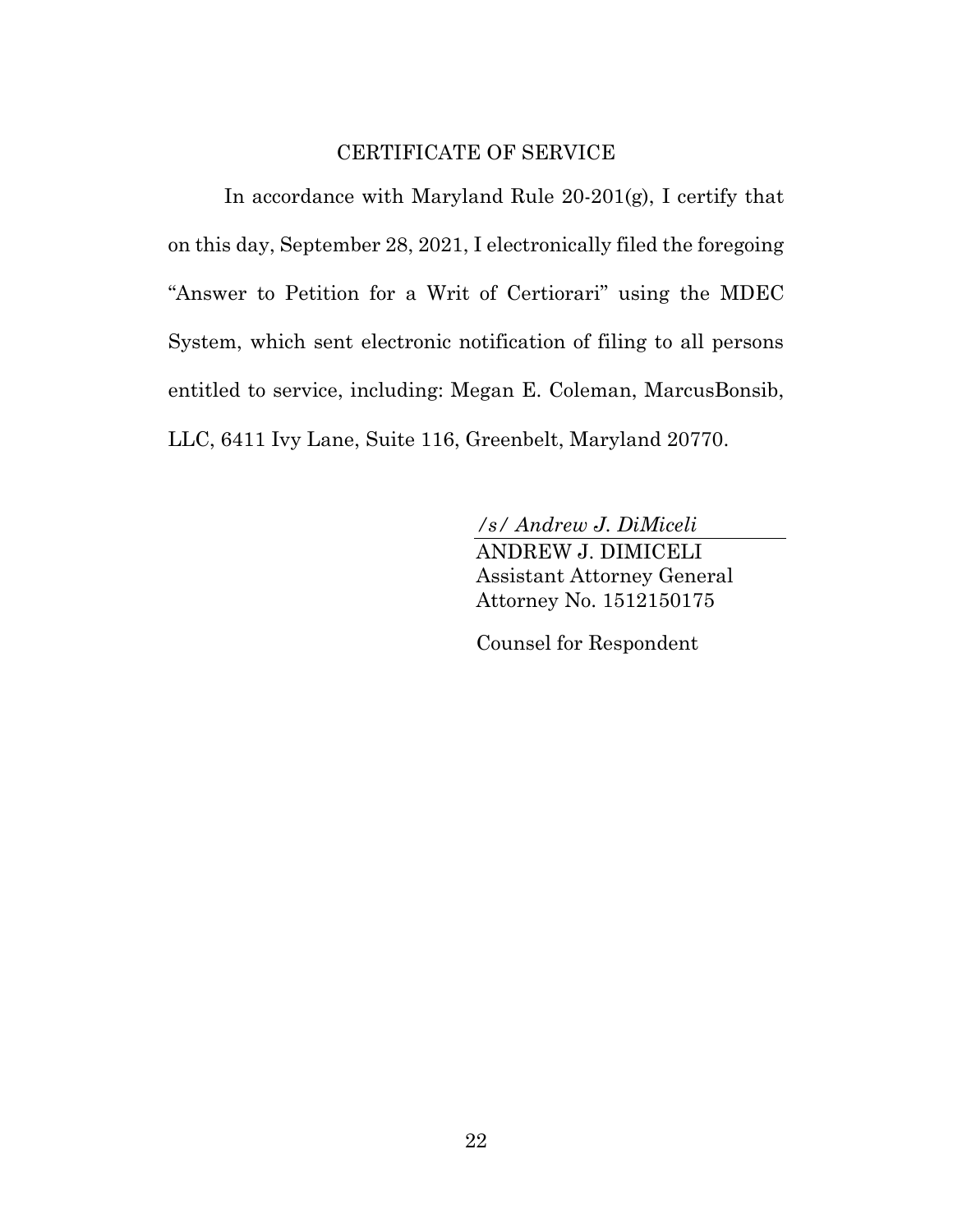## CERTIFICATE OF SERVICE

In accordance with Maryland Rule 20-201(g), I certify that on this day, September 28, 2021, I electronically filed the foregoing "Answer to Petition for a Writ of Certiorari" using the MDEC System, which sent electronic notification of filing to all persons entitled to service, including: Megan E. Coleman, MarcusBonsib, LLC, 6411 Ivy Lane, Suite 116, Greenbelt, Maryland 20770.

*/s/ Andrew J. DiMiceli*
ANDREW J. DIMICELI
Assistant Attorney General
Attorney No. 1512150175

Counsel for Respondent